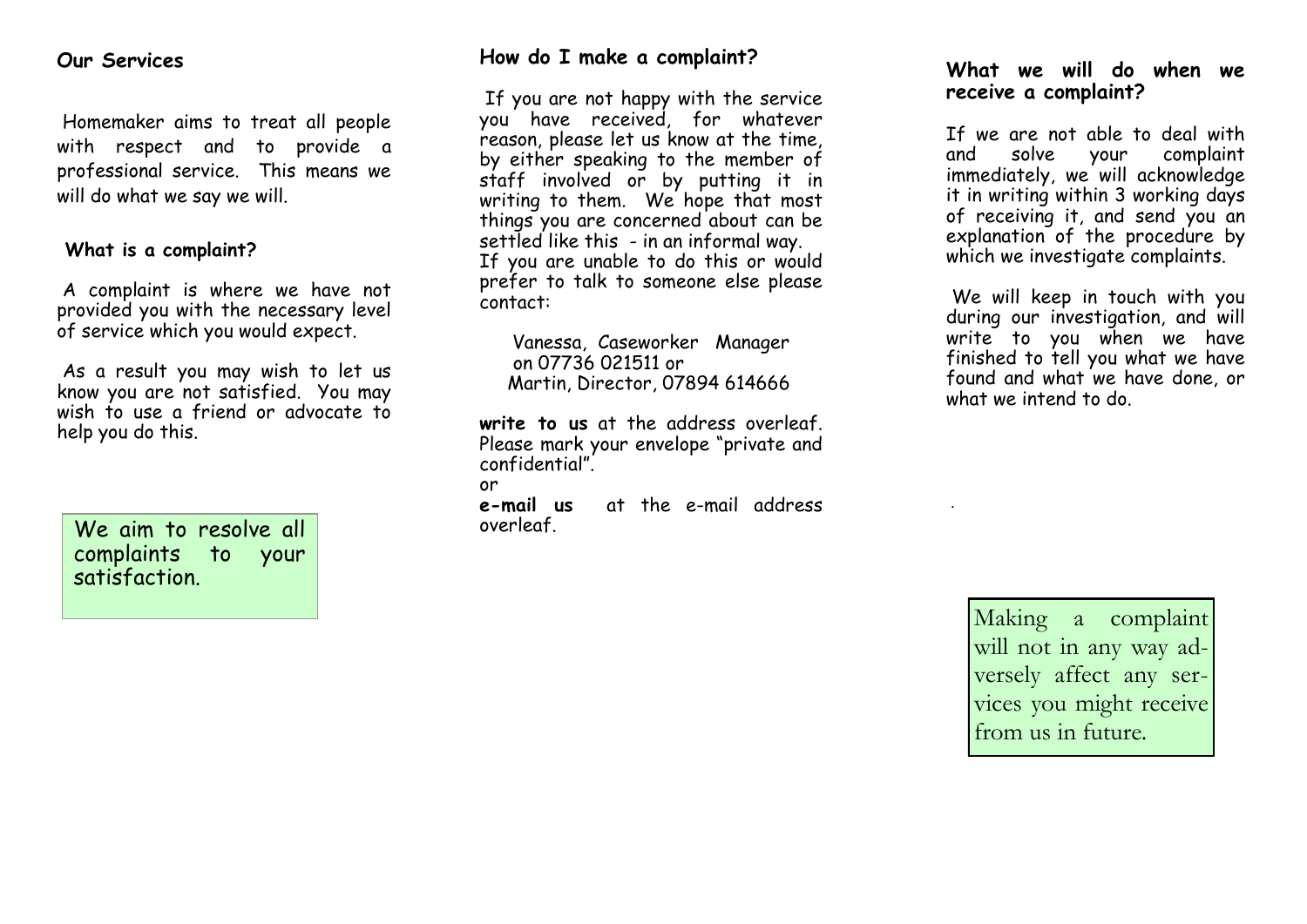## Our Services

Homemaker aims to treat all people with respect and to provide a professional service. This means we will do what we say we will.

### What is a complaint?

A complaint is where we have not provided you with the necessary level of service which you would expect.

As a result you may wish to let us know you are not satisfied. You may wish to use a friend or advocate to help you do this.

We aim to resolve all complaints to your satisfaction.

## How do I make a complaint?

If you are not happy with the service you have received, for whatever reason, please let us know at the time, by either speaking to the member of staff involved or by putting it in writing to them. We hope that most things you are concerned about can be settled like this - in an informal way.
If you are unable to do this or would prefer to talk to someone else please contact:

Vanessa, Caseworker Manager on 07736 021511 or
Martin, Director, 07894 614666

**write to us** at the address overleaf. Please mark your envelope "private and confidential".
or
**e-mail us** at the e-mail address overleaf.

## What we will do when we receive a complaint?

If we are not able to deal with and solve your complaint immediately, we will acknowledge it in writing within 3 working days of receiving it, and send you an explanation of the procedure by which we investigate complaints.

We will keep in touch with you during our investigation, and will write to you when we have finished to tell you what we have found and what we have done, or what we intend to do.

Making a complaint will not in any way adversely affect any services you might receive from us in future.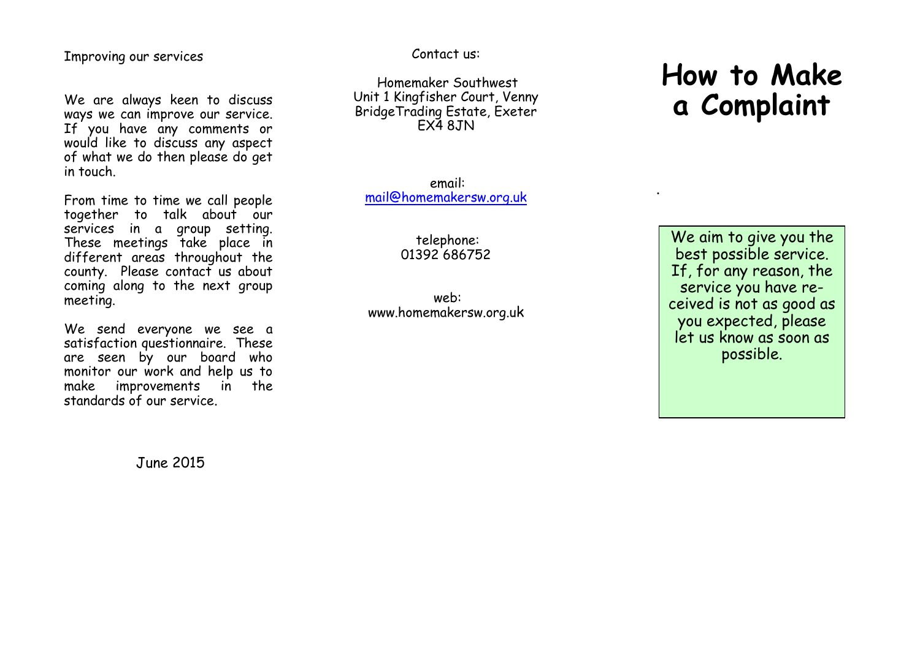Improving our services

We are always keen to discuss ways we can improve our service. If you have any comments or would like to discuss any aspect of what we do then please do get in touch.

From time to time we call people together to talk about our services in a group setting. These meetings take place in different areas throughout the county. Please contact us about coming along to the next group meeting.

We send everyone we see a satisfaction questionnaire. These are seen by our board who monitor our work and help us to make improvements in the standards of our service.

June 2015

Contact us:

Homemaker Southwest
Unit 1 Kingfisher Court, Venny BridgeTrading Estate, Exeter
EX4 8JN

email:
mail@homemakersw.org.uk

telephone:
01392 686752

web:
www.homemakersw.org.uk

# How to Make a Complaint

We aim to give you the best possible service. If, for any reason, the service you have received is not as good as you expected, please let us know as soon as possible.